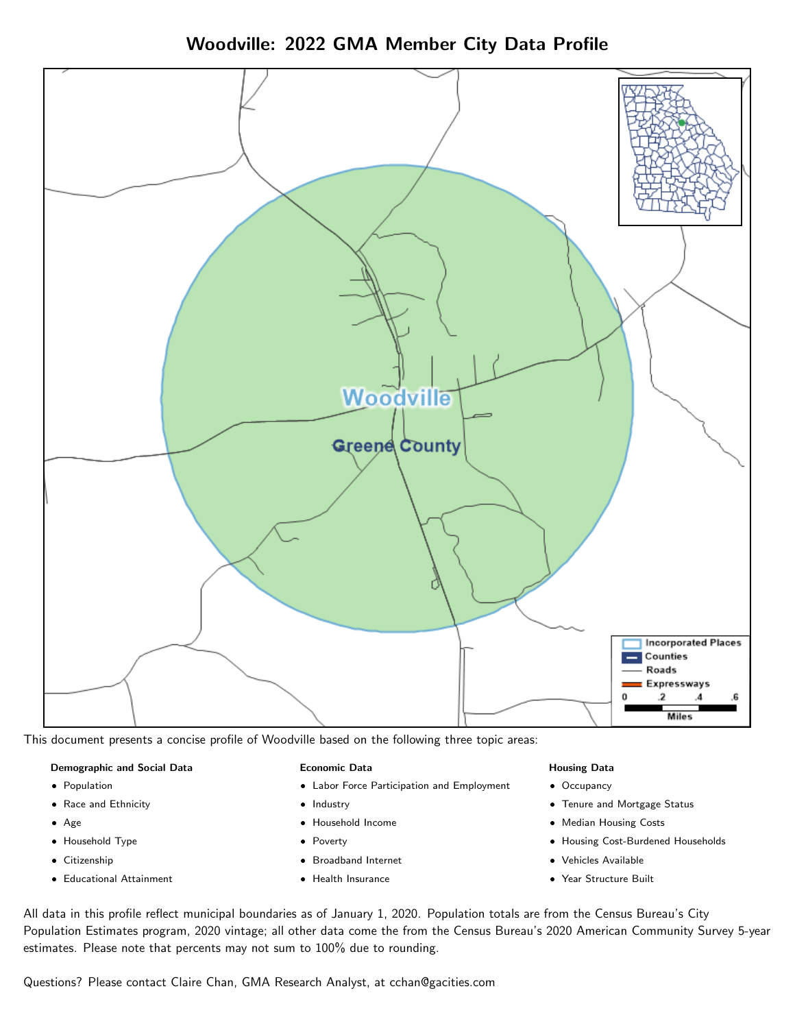# Woodville: 2022 GMA Member City Data Profile

This document presents a concise profile of Woodville based on the following three topic areas:

**Demographic and Social Data**

- Population
- Race and Ethnicity
- Age
- Household Type
- Citizenship
- Educational Attainment

**Economic Data**

- Labor Force Participation and Employment
- Industry
- Household Income
- Poverty
- Broadband Internet
- Health Insurance

**Housing Data**

- Occupancy
- Tenure and Mortgage Status
- Median Housing Costs
- Housing Cost-Burdened Households
- Vehicles Available
- Year Structure Built

All data in this profile reflect municipal boundaries as of January 1, 2020. Population totals are from the Census Bureau's City Population Estimates program, 2020 vintage; all other data come the from the Census Bureau's 2020 American Community Survey 5-year estimates. Please note that percents may not sum to 100% due to rounding.

Questions? Please contact Claire Chan, GMA Research Analyst, at cchan@gacities.com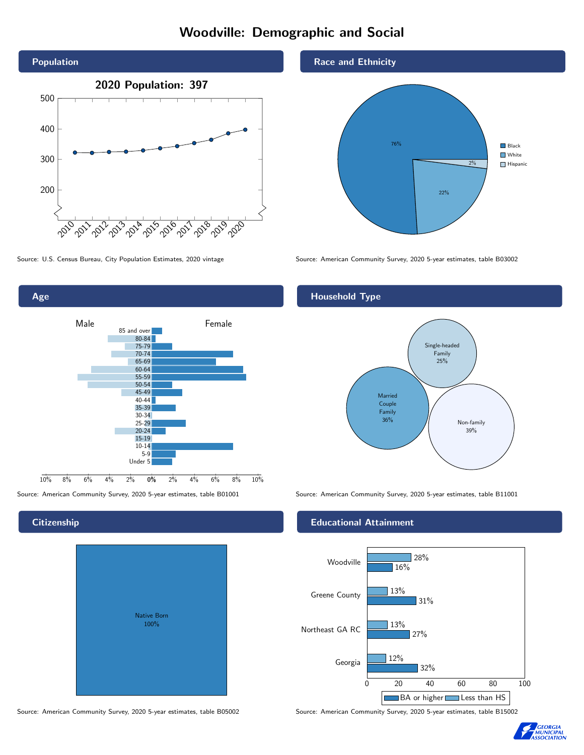# Woodville: Demographic and Social

## Population

**2020 Population: 397**

Source: U.S. Census Bureau, City Population Estimates, 2020 vintage

## Race and Ethnicity

| Race/Ethnicity | Percent |
| --- | --- |
| Black | 76% |
| White | 22% |
| Hispanic | 2% |

Source: American Community Survey, 2020 5-year estimates, table B03002

## Age

Male / Female

Source: American Community Survey, 2020 5-year estimates, table B01001

## Household Type

| Household Type | Percent |
| --- | --- |
| Married Couple Family | 36% |
| Single-headed Family | 25% |
| Non-family | 39% |

Source: American Community Survey, 2020 5-year estimates, table B11001

## Citizenship

Native Born 100%

Source: American Community Survey, 2020 5-year estimates, table B05002

## Educational Attainment

| Area | Less than HS | BA or higher |
| --- | --- | --- |
| Woodville | 28% | 16% |
| Greene County | 13% | 31% |
| Northeast GA RC | 13% | 27% |
| Georgia | 12% | 32% |

Source: American Community Survey, 2020 5-year estimates, table B15002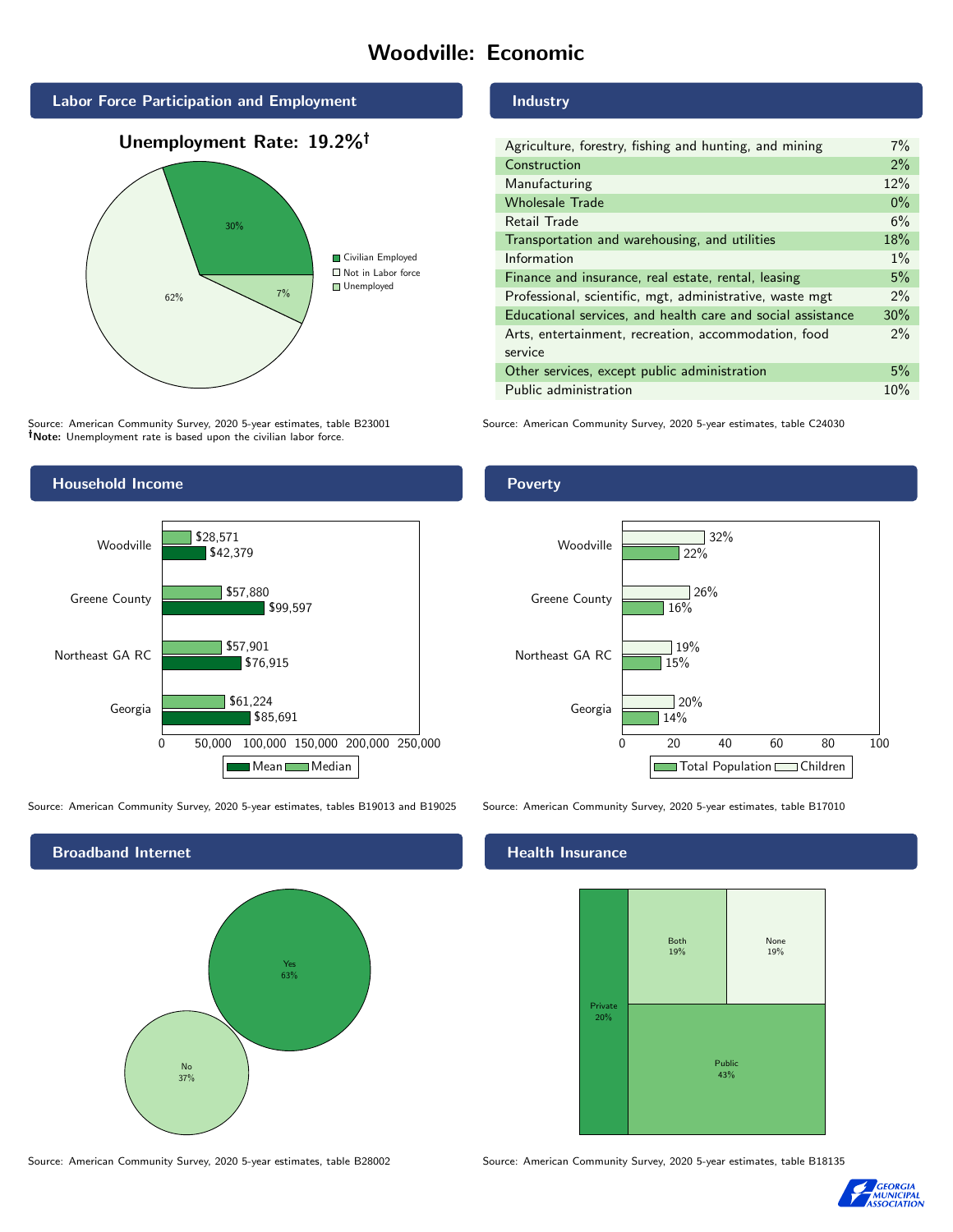# Woodville: Economic

## Labor Force Participation and Employment

**Unemployment Rate: 19.2%†**

| Category | Percent |
|---|---|
| Civilian Employed | 30% |
| Not in Labor force | 62% |
| Unemployed | 7% |

Source: American Community Survey, 2020 5-year estimates, table B23001
**†Note:** Unemployment rate is based upon the civilian labor force.

## Industry

| Industry | Percent |
|---|---|
| Agriculture, forestry, fishing and hunting, and mining | 7% |
| Construction | 2% |
| Manufacturing | 12% |
| Wholesale Trade | 0% |
| Retail Trade | 6% |
| Transportation and warehousing, and utilities | 18% |
| Information | 1% |
| Finance and insurance, real estate, rental, leasing | 5% |
| Professional, scientific, mgt, administrative, waste mgt | 2% |
| Educational services, and health care and social assistance | 30% |
| Arts, entertainment, recreation, accommodation, food service | 2% |
| Other services, except public administration | 5% |
| Public administration | 10% |

Source: American Community Survey, 2020 5-year estimates, table C24030

## Household Income

| Area | Median | Mean |
|---|---|---|
| Woodville | $28,571 | $42,379 |
| Greene County | $57,880 | $99,597 |
| Northeast GA RC | $57,901 | $76,915 |
| Georgia | $61,224 | $85,691 |

Source: American Community Survey, 2020 5-year estimates, tables B19013 and B19025

## Poverty

| Area | Children | Total Population |
|---|---|---|
| Woodville | 32% | 22% |
| Greene County | 26% | 16% |
| Northeast GA RC | 19% | 15% |
| Georgia | 20% | 14% |

Source: American Community Survey, 2020 5-year estimates, table B17010

## Broadband Internet

| Response | Percent |
|---|---|
| Yes | 63% |
| No | 37% |

Source: American Community Survey, 2020 5-year estimates, table B28002

## Health Insurance

| Type | Percent |
|---|---|
| Private | 20% |
| Both | 19% |
| None | 19% |
| Public | 43% |

Source: American Community Survey, 2020 5-year estimates, table B18135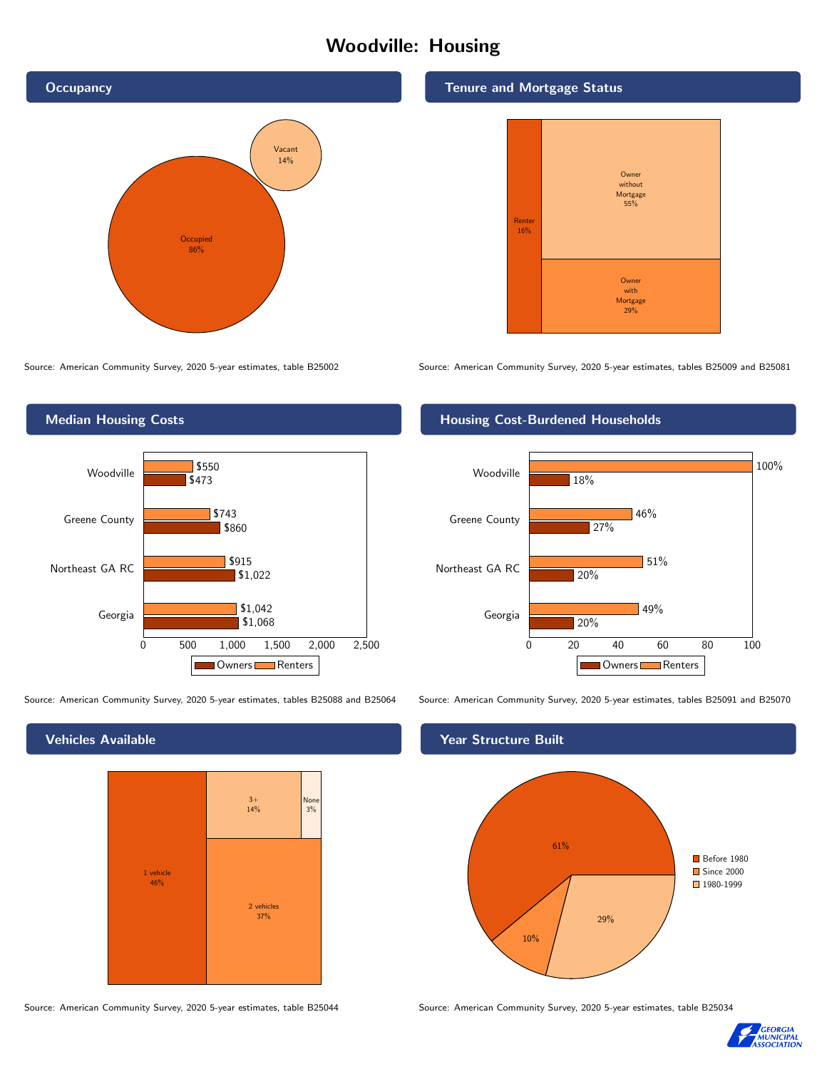# Woodville: Housing

## Occupancy

Vacant
14%

Occupied
86%

Source: American Community Survey, 2020 5-year estimates, table B25002

## Tenure and Mortgage Status

Renter
16%

Owner
without
Mortgage
55%

Owner
with
Mortgage
29%

Source: American Community Survey, 2020 5-year estimates, tables B25009 and B25081

## Median Housing Costs

Woodville
$550
$473

Greene County
$743
$860

Northeast GA RC
$915
$1,022

Georgia
$1,042
$1,068

0 500 1,000 1,500 2,000 2,500

Owners Renters

Source: American Community Survey, 2020 5-year estimates, tables B25088 and B25064

## Housing Cost-Burdened Households

Woodville
100%
18%

Greene County
46%
27%

Northeast GA RC
51%
20%

Georgia
49%
20%

0 20 40 60 80 100

Owners Renters

Source: American Community Survey, 2020 5-year estimates, tables B25091 and B25070

## Vehicles Available

1 vehicle
46%

2 vehicles
37%

3+
14%

None
3%

Source: American Community Survey, 2020 5-year estimates, table B25044

## Year Structure Built

61%
10%
29%

Before 1980
Since 2000
1980-1999

Source: American Community Survey, 2020 5-year estimates, table B25034